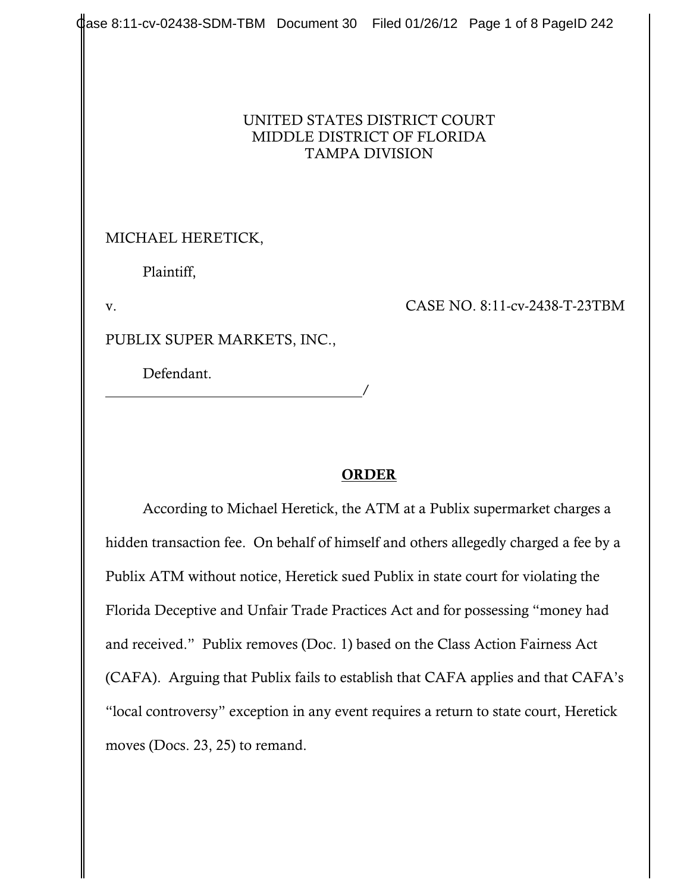UNITED STATES DISTRICT COURT
MIDDLE DISTRICT OF FLORIDA
TAMPA DIVISION

MICHAEL HERETICK,

Plaintiff,

v. CASE NO. 8:11-cv-2438-T-23TBM

PUBLIX SUPER MARKETS, INC.,

Defendant.

_______________________________/

**ORDER**

According to Michael Heretick, the ATM at a Publix supermarket charges a hidden transaction fee. On behalf of himself and others allegedly charged a fee by a Publix ATM without notice, Heretick sued Publix in state court for violating the Florida Deceptive and Unfair Trade Practices Act and for possessing "money had and received." Publix removes (Doc. 1) based on the Class Action Fairness Act (CAFA). Arguing that Publix fails to establish that CAFA applies and that CAFA's "local controversy" exception in any event requires a return to state court, Heretick moves (Docs. 23, 25) to remand.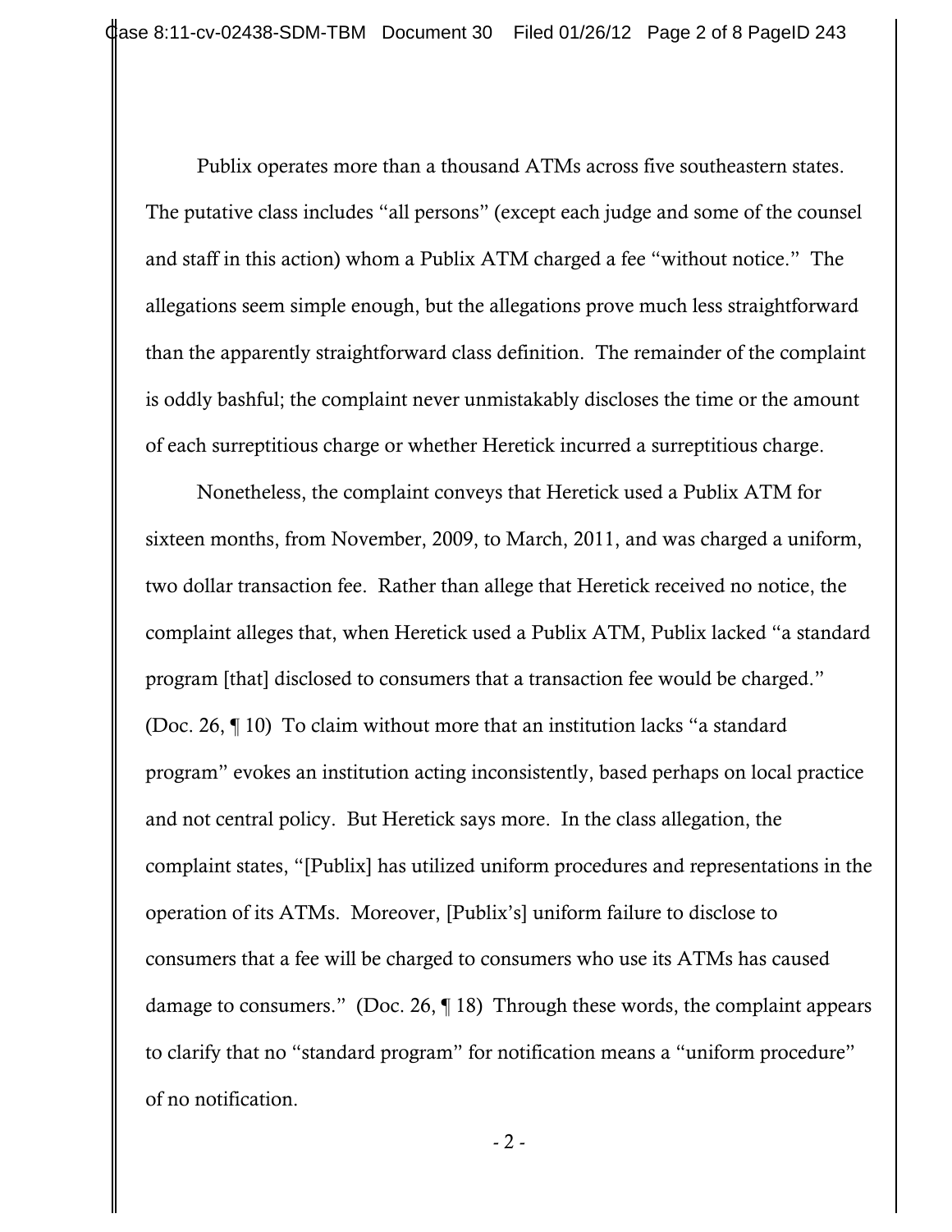Publix operates more than a thousand ATMs across five southeastern states. The putative class includes "all persons" (except each judge and some of the counsel and staff in this action) whom a Publix ATM charged a fee "without notice." The allegations seem simple enough, but the allegations prove much less straightforward than the apparently straightforward class definition. The remainder of the complaint is oddly bashful; the complaint never unmistakably discloses the time or the amount of each surreptitious charge or whether Heretick incurred a surreptitious charge.

Nonetheless, the complaint conveys that Heretick used a Publix ATM for sixteen months, from November, 2009, to March, 2011, and was charged a uniform, two dollar transaction fee. Rather than allege that Heretick received no notice, the complaint alleges that, when Heretick used a Publix ATM, Publix lacked "a standard program [that] disclosed to consumers that a transaction fee would be charged." (Doc. 26, ¶ 10) To claim without more that an institution lacks "a standard program" evokes an institution acting inconsistently, based perhaps on local practice and not central policy. But Heretick says more. In the class allegation, the complaint states, "[Publix] has utilized uniform procedures and representations in the operation of its ATMs. Moreover, [Publix's] uniform failure to disclose to consumers that a fee will be charged to consumers who use its ATMs has caused damage to consumers." (Doc. 26, ¶ 18) Through these words, the complaint appears to clarify that no "standard program" for notification means a "uniform procedure" of no notification.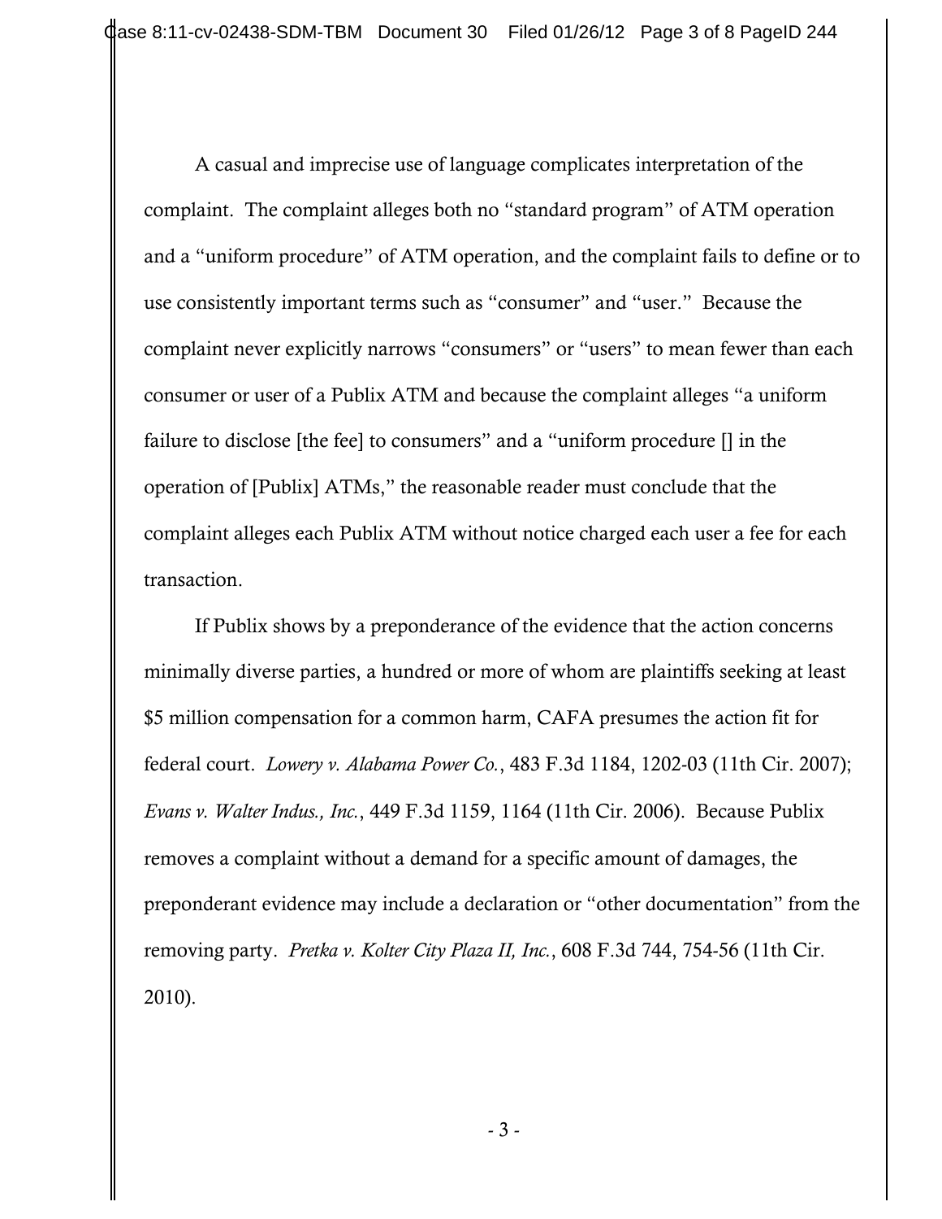A casual and imprecise use of language complicates interpretation of the complaint. The complaint alleges both no "standard program" of ATM operation and a "uniform procedure" of ATM operation, and the complaint fails to define or to use consistently important terms such as "consumer" and "user." Because the complaint never explicitly narrows "consumers" or "users" to mean fewer than each consumer or user of a Publix ATM and because the complaint alleges "a uniform failure to disclose [the fee] to consumers" and a "uniform procedure [] in the operation of [Publix] ATMs," the reasonable reader must conclude that the complaint alleges each Publix ATM without notice charged each user a fee for each transaction.

If Publix shows by a preponderance of the evidence that the action concerns minimally diverse parties, a hundred or more of whom are plaintiffs seeking at least $5 million compensation for a common harm, CAFA presumes the action fit for federal court. *Lowery v. Alabama Power Co.*, 483 F.3d 1184, 1202-03 (11th Cir. 2007); *Evans v. Walter Indus., Inc.*, 449 F.3d 1159, 1164 (11th Cir. 2006). Because Publix removes a complaint without a demand for a specific amount of damages, the preponderant evidence may include a declaration or "other documentation" from the removing party. *Pretka v. Kolter City Plaza II, Inc.*, 608 F.3d 744, 754-56 (11th Cir. 2010).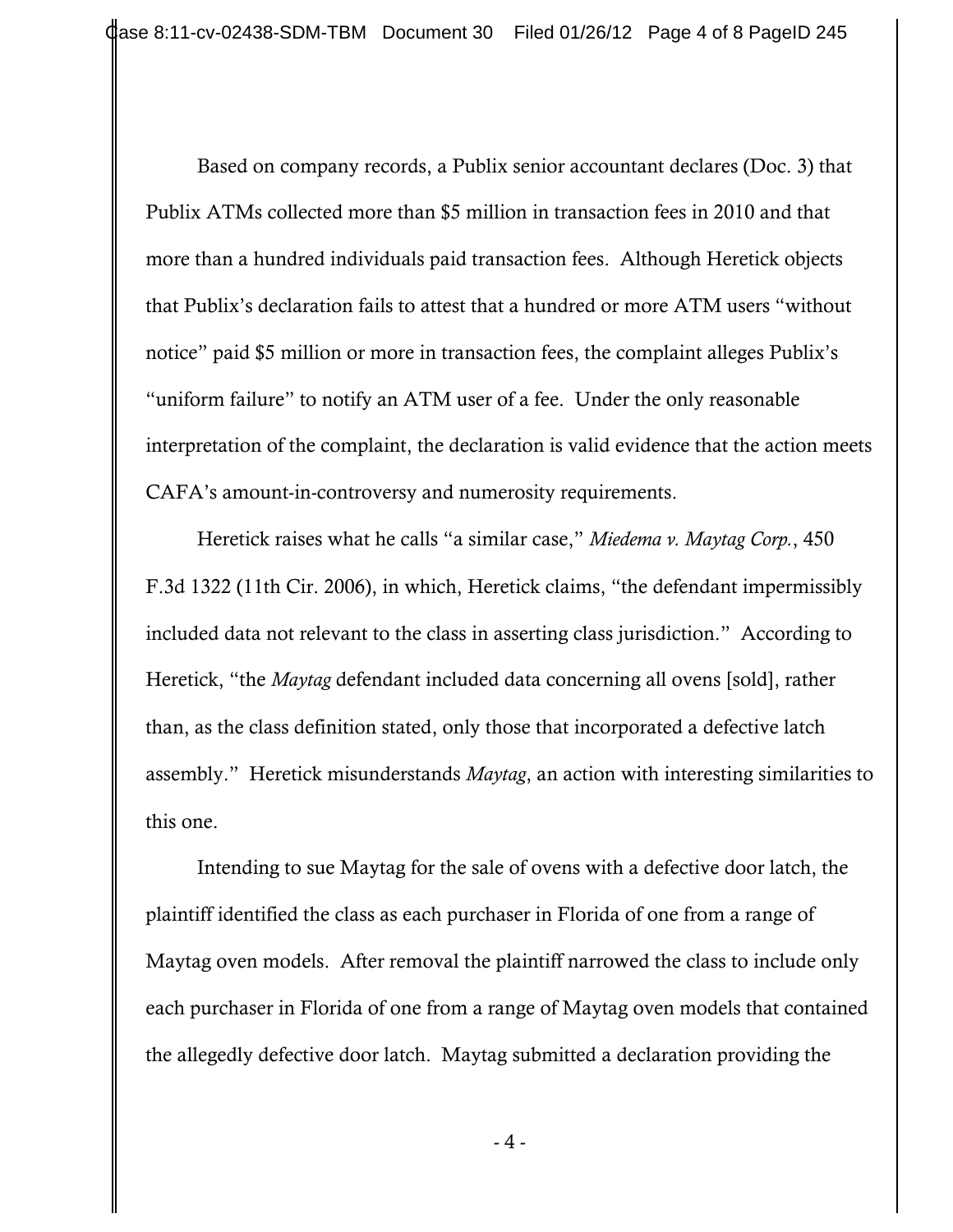Based on company records, a Publix senior accountant declares (Doc. 3) that Publix ATMs collected more than $5 million in transaction fees in 2010 and that more than a hundred individuals paid transaction fees. Although Heretick objects that Publix's declaration fails to attest that a hundred or more ATM users "without notice" paid $5 million or more in transaction fees, the complaint alleges Publix's "uniform failure" to notify an ATM user of a fee. Under the only reasonable interpretation of the complaint, the declaration is valid evidence that the action meets CAFA's amount-in-controversy and numerosity requirements.

Heretick raises what he calls "a similar case," *Miedema v. Maytag Corp.*, 450 F.3d 1322 (11th Cir. 2006), in which, Heretick claims, "the defendant impermissibly included data not relevant to the class in asserting class jurisdiction." According to Heretick, "the *Maytag* defendant included data concerning all ovens [sold], rather than, as the class definition stated, only those that incorporated a defective latch assembly." Heretick misunderstands *Maytag*, an action with interesting similarities to this one.

Intending to sue Maytag for the sale of ovens with a defective door latch, the plaintiff identified the class as each purchaser in Florida of one from a range of Maytag oven models. After removal the plaintiff narrowed the class to include only each purchaser in Florida of one from a range of Maytag oven models that contained the allegedly defective door latch. Maytag submitted a declaration providing the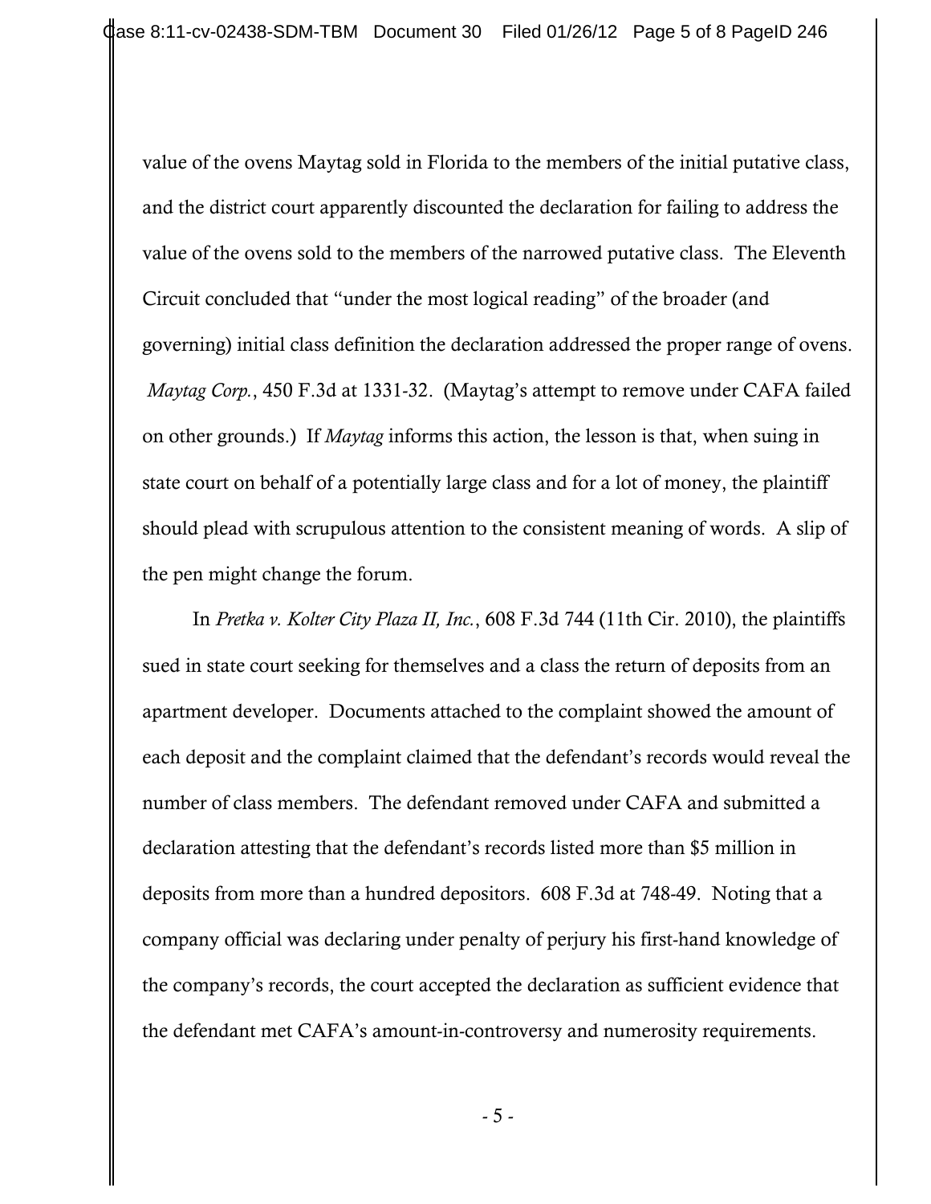value of the ovens Maytag sold in Florida to the members of the initial putative class, and the district court apparently discounted the declaration for failing to address the value of the ovens sold to the members of the narrowed putative class. The Eleventh Circuit concluded that "under the most logical reading" of the broader (and governing) initial class definition the declaration addressed the proper range of ovens. *Maytag Corp.*, 450 F.3d at 1331-32. (Maytag's attempt to remove under CAFA failed on other grounds.) If *Maytag* informs this action, the lesson is that, when suing in state court on behalf of a potentially large class and for a lot of money, the plaintiff should plead with scrupulous attention to the consistent meaning of words. A slip of the pen might change the forum.

In *Pretka v. Kolter City Plaza II, Inc.*, 608 F.3d 744 (11th Cir. 2010), the plaintiffs sued in state court seeking for themselves and a class the return of deposits from an apartment developer. Documents attached to the complaint showed the amount of each deposit and the complaint claimed that the defendant's records would reveal the number of class members. The defendant removed under CAFA and submitted a declaration attesting that the defendant's records listed more than $5 million in deposits from more than a hundred depositors. 608 F.3d at 748-49. Noting that a company official was declaring under penalty of perjury his first-hand knowledge of the company's records, the court accepted the declaration as sufficient evidence that the defendant met CAFA's amount-in-controversy and numerosity requirements.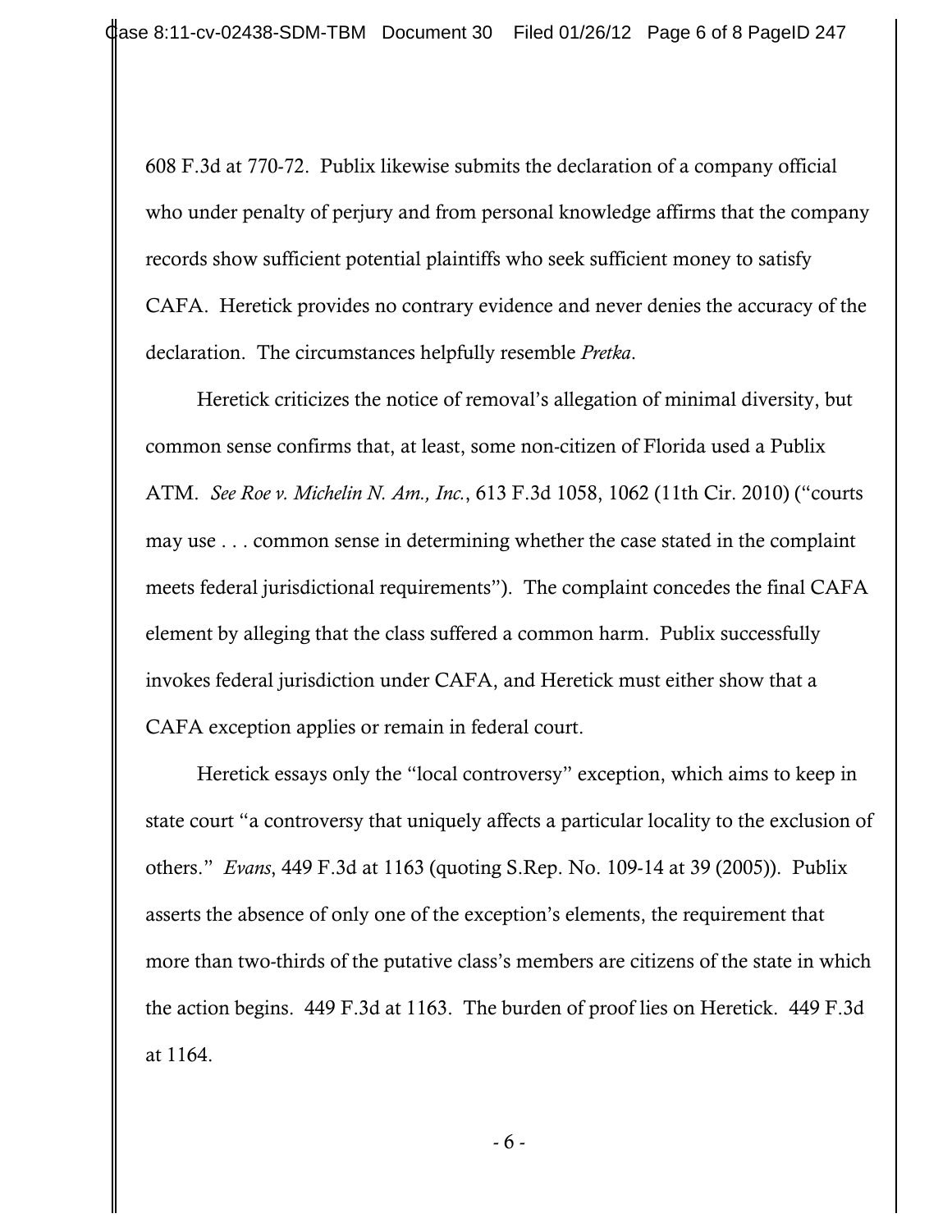608 F.3d at 770-72. Publix likewise submits the declaration of a company official who under penalty of perjury and from personal knowledge affirms that the company records show sufficient potential plaintiffs who seek sufficient money to satisfy CAFA. Heretick provides no contrary evidence and never denies the accuracy of the declaration. The circumstances helpfully resemble *Pretka*.

Heretick criticizes the notice of removal's allegation of minimal diversity, but common sense confirms that, at least, some non-citizen of Florida used a Publix ATM. *See Roe v. Michelin N. Am., Inc.*, 613 F.3d 1058, 1062 (11th Cir. 2010) ("courts may use . . . common sense in determining whether the case stated in the complaint meets federal jurisdictional requirements"). The complaint concedes the final CAFA element by alleging that the class suffered a common harm. Publix successfully invokes federal jurisdiction under CAFA, and Heretick must either show that a CAFA exception applies or remain in federal court.

Heretick essays only the "local controversy" exception, which aims to keep in state court "a controversy that uniquely affects a particular locality to the exclusion of others." *Evans*, 449 F.3d at 1163 (quoting S.Rep. No. 109-14 at 39 (2005)). Publix asserts the absence of only one of the exception's elements, the requirement that more than two-thirds of the putative class's members are citizens of the state in which the action begins. 449 F.3d at 1163. The burden of proof lies on Heretick. 449 F.3d at 1164.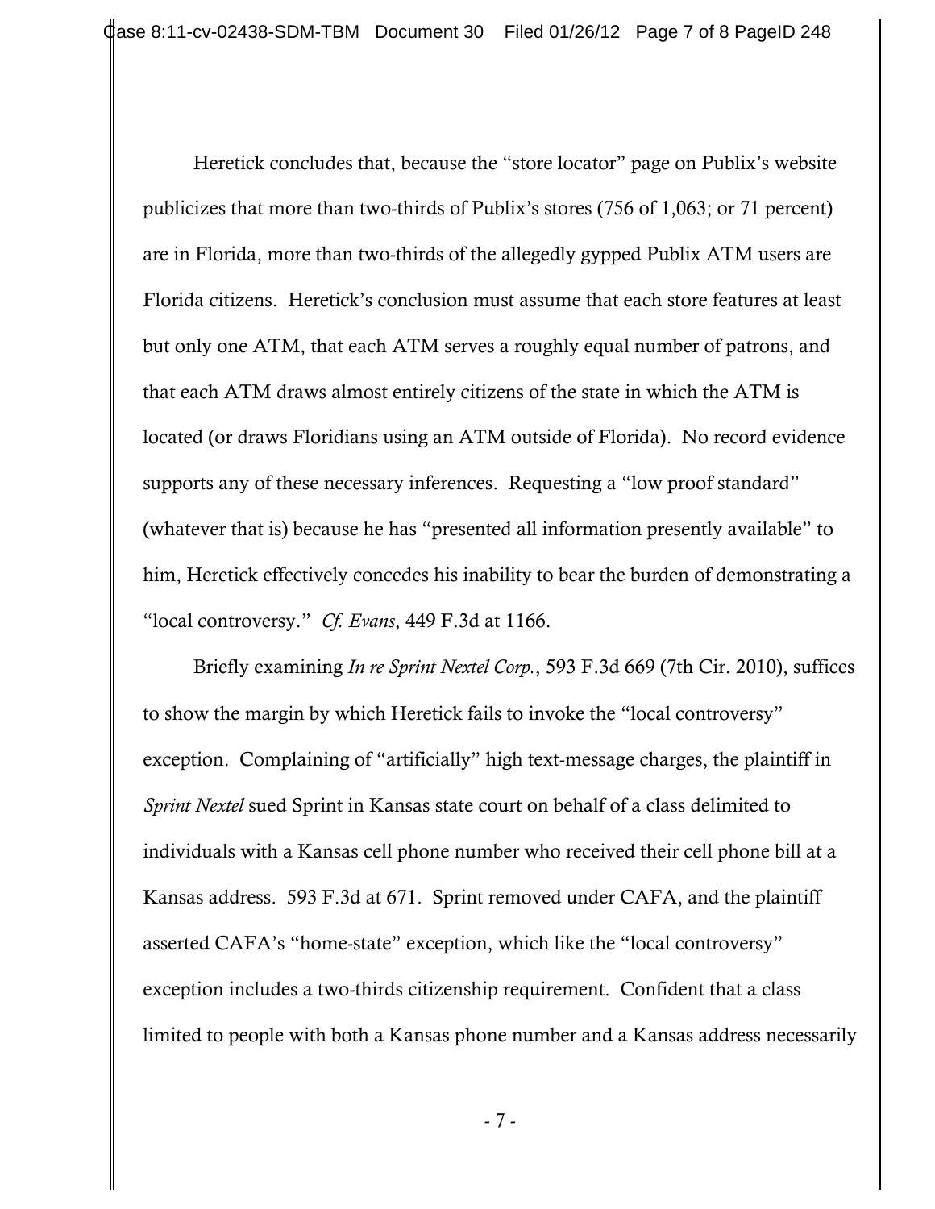Heretick concludes that, because the "store locator" page on Publix's website publicizes that more than two-thirds of Publix's stores (756 of 1,063; or 71 percent) are in Florida, more than two-thirds of the allegedly gypped Publix ATM users are Florida citizens. Heretick's conclusion must assume that each store features at least but only one ATM, that each ATM serves a roughly equal number of patrons, and that each ATM draws almost entirely citizens of the state in which the ATM is located (or draws Floridians using an ATM outside of Florida). No record evidence supports any of these necessary inferences. Requesting a "low proof standard" (whatever that is) because he has "presented all information presently available" to him, Heretick effectively concedes his inability to bear the burden of demonstrating a "local controversy." *Cf. Evans*, 449 F.3d at 1166.

Briefly examining *In re Sprint Nextel Corp.*, 593 F.3d 669 (7th Cir. 2010), suffices to show the margin by which Heretick fails to invoke the "local controversy" exception. Complaining of "artificially" high text-message charges, the plaintiff in *Sprint Nextel* sued Sprint in Kansas state court on behalf of a class delimited to individuals with a Kansas cell phone number who received their cell phone bill at a Kansas address. 593 F.3d at 671. Sprint removed under CAFA, and the plaintiff asserted CAFA's "home-state" exception, which like the "local controversy" exception includes a two-thirds citizenship requirement. Confident that a class limited to people with both a Kansas phone number and a Kansas address necessarily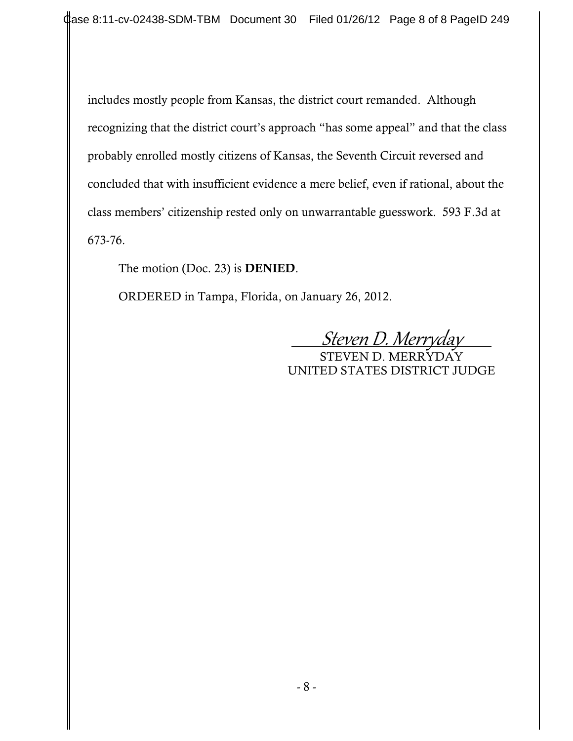includes mostly people from Kansas, the district court remanded. Although recognizing that the district court's approach "has some appeal" and that the class probably enrolled mostly citizens of Kansas, the Seventh Circuit reversed and concluded that with insufficient evidence a mere belief, even if rational, about the class members' citizenship rested only on unwarrantable guesswork. 593 F.3d at 673-76.

The motion (Doc. 23) is **DENIED**.

ORDERED in Tampa, Florida, on January 26, 2012.

*Steven D. Merryday*
STEVEN D. MERRYDAY
UNITED STATES DISTRICT JUDGE